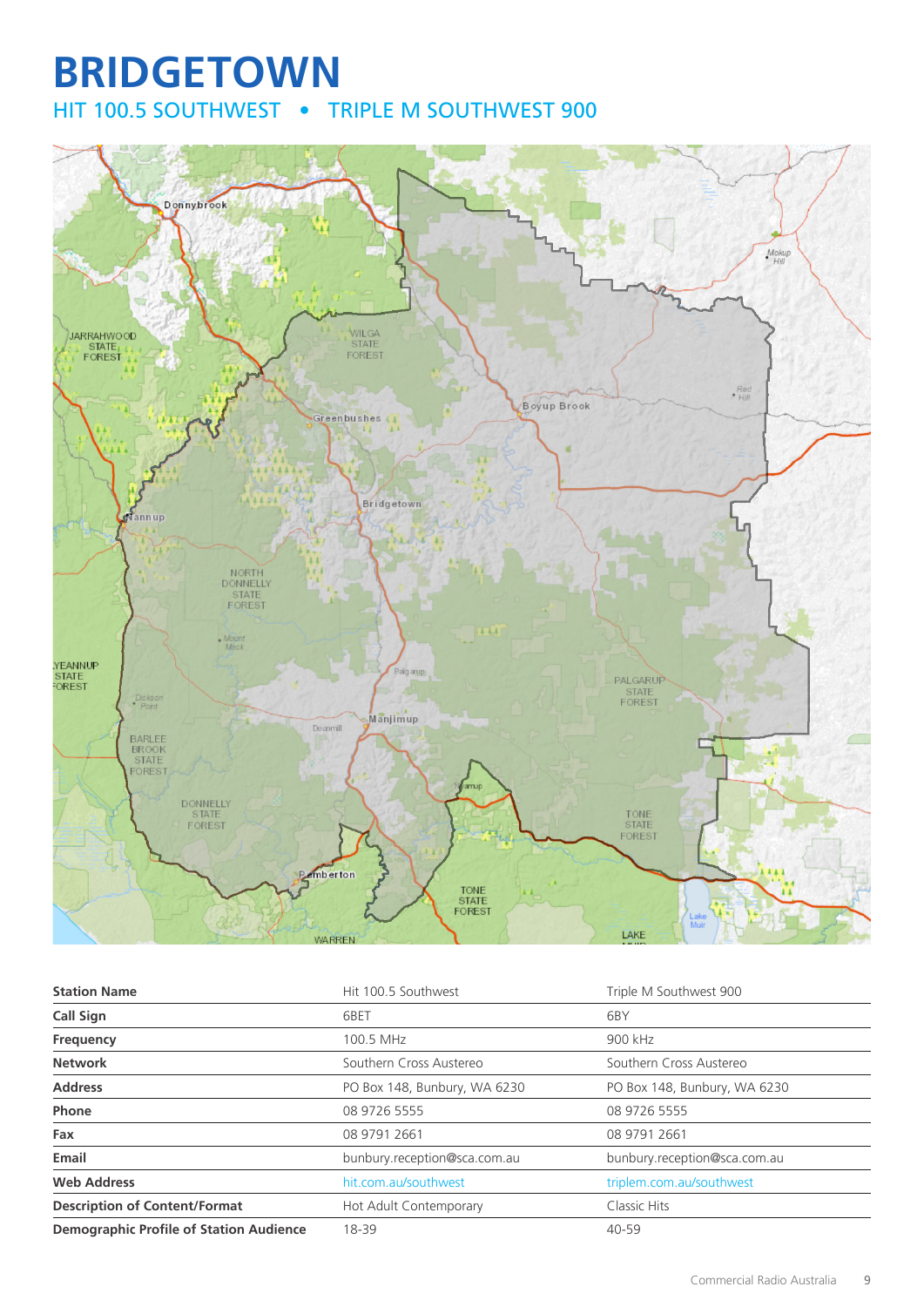# BRIDGETOWN

## HIT 100.5 SOUTHWEST • TRIPLE M SOUTHWEST 900

| Station Name | Hit 100.5 Southwest | Triple M Southwest 900 |
|---|---|---|
| Call Sign | 6BET | 6BY |
| Frequency | 100.5 MHz | 900 kHz |
| Network | Southern Cross Austereo | Southern Cross Austereo |
| Address | PO Box 148, Bunbury, WA 6230 | PO Box 148, Bunbury, WA 6230 |
| Phone | 08 9726 5555 | 08 9726 5555 |
| Fax | 08 9791 2661 | 08 9791 2661 |
| Email | bunbury.reception@sca.com.au | bunbury.reception@sca.com.au |
| Web Address | hit.com.au/southwest | triplem.com.au/southwest |
| Description of Content/Format | Hot Adult Contemporary | Classic Hits |
| Demographic Profile of Station Audience | 18-39 | 40-59 |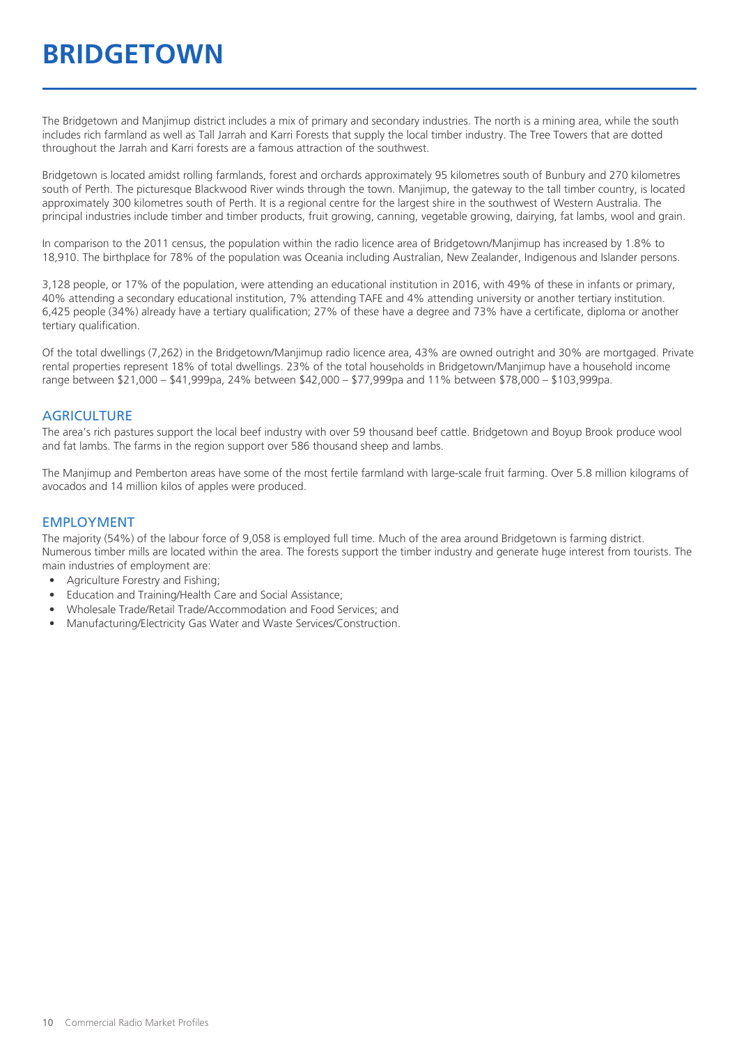# BRIDGETOWN

The Bridgetown and Manjimup district includes a mix of primary and secondary industries. The north is a mining area, while the south includes rich farmland as well as Tall Jarrah and Karri Forests that supply the local timber industry. The Tree Towers that are dotted throughout the Jarrah and Karri forests are a famous attraction of the southwest.

Bridgetown is located amidst rolling farmlands, forest and orchards approximately 95 kilometres south of Bunbury and 270 kilometres south of Perth. The picturesque Blackwood River winds through the town. Manjimup, the gateway to the tall timber country, is located approximately 300 kilometres south of Perth. It is a regional centre for the largest shire in the southwest of Western Australia. The principal industries include timber and timber products, fruit growing, canning, vegetable growing, dairying, fat lambs, wool and grain.

In comparison to the 2011 census, the population within the radio licence area of Bridgetown/Manjimup has increased by 1.8% to 18,910. The birthplace for 78% of the population was Oceania including Australian, New Zealander, Indigenous and Islander persons.

3,128 people, or 17% of the population, were attending an educational institution in 2016, with 49% of these in infants or primary, 40% attending a secondary educational institution, 7% attending TAFE and 4% attending university or another tertiary institution. 6,425 people (34%) already have a tertiary qualification; 27% of these have a degree and 73% have a certificate, diploma or another tertiary qualification.

Of the total dwellings (7,262) in the Bridgetown/Manjimup radio licence area, 43% are owned outright and 30% are mortgaged. Private rental properties represent 18% of total dwellings. 23% of the total households in Bridgetown/Manjimup have a household income range between $21,000 – $41,999pa, 24% between $42,000 – $77,999pa and 11% between $78,000 – $103,999pa.

## AGRICULTURE

The area's rich pastures support the local beef industry with over 59 thousand beef cattle. Bridgetown and Boyup Brook produce wool and fat lambs. The farms in the region support over 586 thousand sheep and lambs.

The Manjimup and Pemberton areas have some of the most fertile farmland with large-scale fruit farming. Over 5.8 million kilograms of avocados and 14 million kilos of apples were produced.

## EMPLOYMENT

The majority (54%) of the labour force of 9,058 is employed full time. Much of the area around Bridgetown is farming district. Numerous timber mills are located within the area. The forests support the timber industry and generate huge interest from tourists. The main industries of employment are:

- Agriculture Forestry and Fishing;
- Education and Training/Health Care and Social Assistance;
- Wholesale Trade/Retail Trade/Accommodation and Food Services; and
- Manufacturing/Electricity Gas Water and Waste Services/Construction.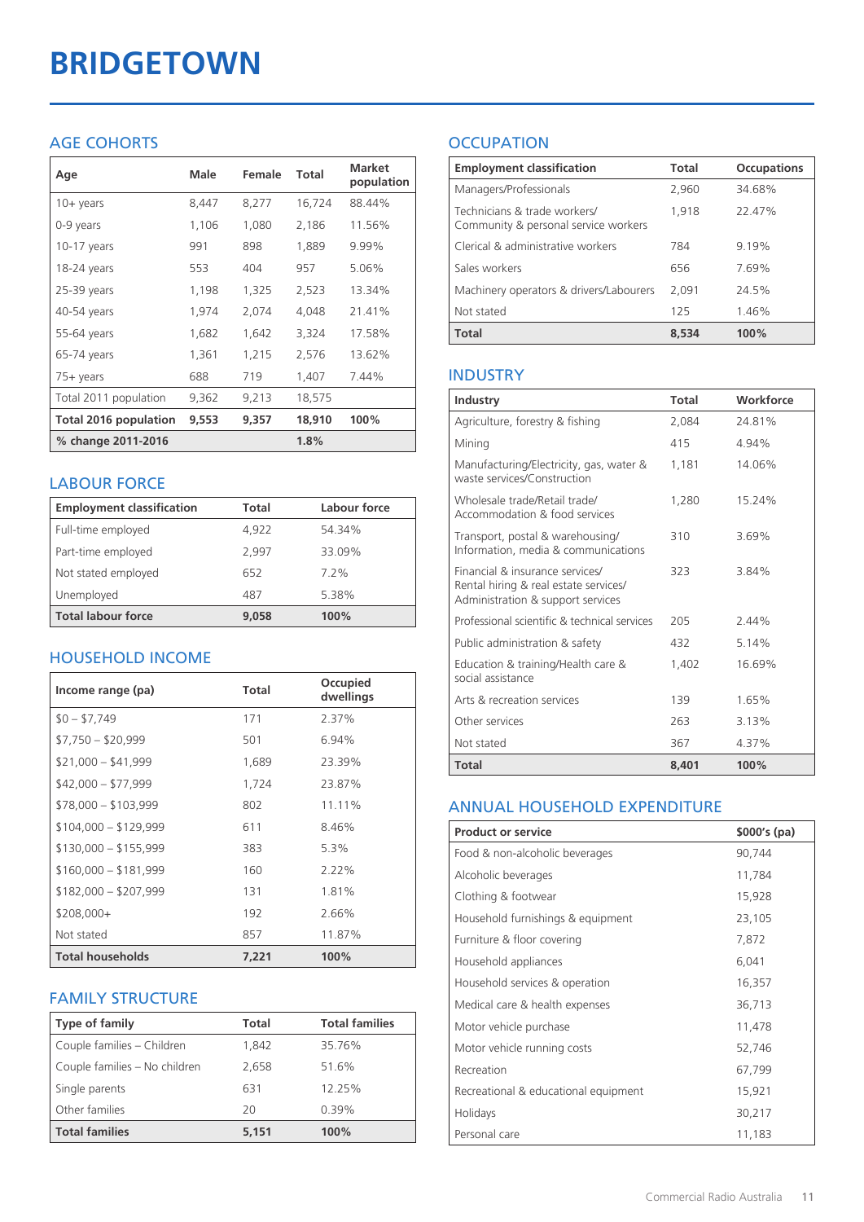# BRIDGETOWN

## AGE COHORTS

| Age | Male | Female | Total | Market population |
|---|---|---|---|---|
| 10+ years | 8,447 | 8,277 | 16,724 | 88.44% |
| 0-9 years | 1,106 | 1,080 | 2,186 | 11.56% |
| 10-17 years | 991 | 898 | 1,889 | 9.99% |
| 18-24 years | 553 | 404 | 957 | 5.06% |
| 25-39 years | 1,198 | 1,325 | 2,523 | 13.34% |
| 40-54 years | 1,974 | 2,074 | 4,048 | 21.41% |
| 55-64 years | 1,682 | 1,642 | 3,324 | 17.58% |
| 65-74 years | 1,361 | 1,215 | 2,576 | 13.62% |
| 75+ years | 688 | 719 | 1,407 | 7.44% |
| Total 2011 population | 9,362 | 9,213 | 18,575 | |
| **Total 2016 population** | **9,553** | **9,357** | **18,910** | **100%** |
| **% change 2011-2016** | | | **1.8%** | |

## LABOUR FORCE

| Employment classification | Total | Labour force |
|---|---|---|
| Full-time employed | 4,922 | 54.34% |
| Part-time employed | 2,997 | 33.09% |
| Not stated employed | 652 | 7.2% |
| Unemployed | 487 | 5.38% |
| **Total labour force** | **9,058** | **100%** |

## HOUSEHOLD INCOME

| Income range (pa) | Total | Occupied dwellings |
|---|---|---|
| $0 – $7,749 | 171 | 2.37% |
| $7,750 – $20,999 | 501 | 6.94% |
| $21,000 – $41,999 | 1,689 | 23.39% |
| $42,000 – $77,999 | 1,724 | 23.87% |
| $78,000 – $103,999 | 802 | 11.11% |
| $104,000 – $129,999 | 611 | 8.46% |
| $130,000 – $155,999 | 383 | 5.3% |
| $160,000 – $181,999 | 160 | 2.22% |
| $182,000 – $207,999 | 131 | 1.81% |
| $208,000+ | 192 | 2.66% |
| Not stated | 857 | 11.87% |
| **Total households** | **7,221** | **100%** |

## FAMILY STRUCTURE

| Type of family | Total | Total families |
|---|---|---|
| Couple families – Children | 1,842 | 35.76% |
| Couple families – No children | 2,658 | 51.6% |
| Single parents | 631 | 12.25% |
| Other families | 20 | 0.39% |
| **Total families** | **5,151** | **100%** |

## OCCUPATION

| Employment classification | Total | Occupations |
|---|---|---|
| Managers/Professionals | 2,960 | 34.68% |
| Technicians & trade workers/ Community & personal service workers | 1,918 | 22.47% |
| Clerical & administrative workers | 784 | 9.19% |
| Sales workers | 656 | 7.69% |
| Machinery operators & drivers/Labourers | 2,091 | 24.5% |
| Not stated | 125 | 1.46% |
| **Total** | **8,534** | **100%** |

## INDUSTRY

| Industry | Total | Workforce |
|---|---|---|
| Agriculture, forestry & fishing | 2,084 | 24.81% |
| Mining | 415 | 4.94% |
| Manufacturing/Electricity, gas, water & waste services/Construction | 1,181 | 14.06% |
| Wholesale trade/Retail trade/ Accommodation & food services | 1,280 | 15.24% |
| Transport, postal & warehousing/ Information, media & communications | 310 | 3.69% |
| Financial & insurance services/ Rental hiring & real estate services/ Administration & support services | 323 | 3.84% |
| Professional scientific & technical services | 205 | 2.44% |
| Public administration & safety | 432 | 5.14% |
| Education & training/Health care & social assistance | 1,402 | 16.69% |
| Arts & recreation services | 139 | 1.65% |
| Other services | 263 | 3.13% |
| Not stated | 367 | 4.37% |
| **Total** | **8,401** | **100%** |

## ANNUAL HOUSEHOLD EXPENDITURE

| Product or service | $000's (pa) |
|---|---|
| Food & non-alcoholic beverages | 90,744 |
| Alcoholic beverages | 11,784 |
| Clothing & footwear | 15,928 |
| Household furnishings & equipment | 23,105 |
| Furniture & floor covering | 7,872 |
| Household appliances | 6,041 |
| Household services & operation | 16,357 |
| Medical care & health expenses | 36,713 |
| Motor vehicle purchase | 11,478 |
| Motor vehicle running costs | 52,746 |
| Recreation | 67,799 |
| Recreational & educational equipment | 15,921 |
| Holidays | 30,217 |
| Personal care | 11,183 |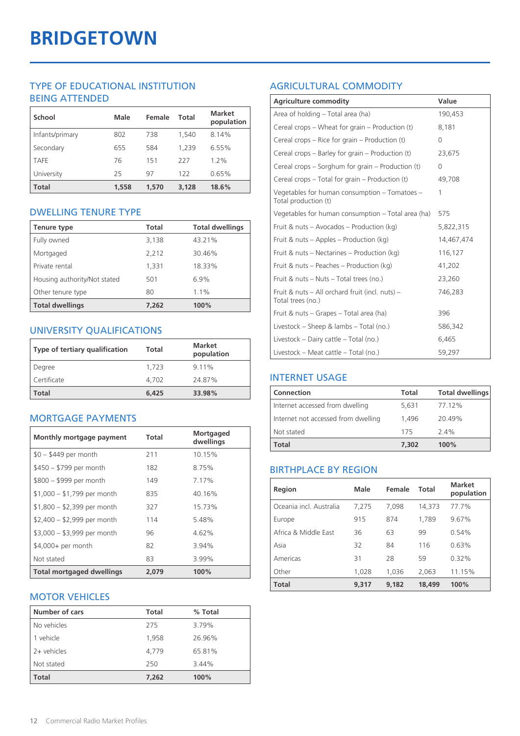# BRIDGETOWN

## TYPE OF EDUCATIONAL INSTITUTION BEING ATTENDED

| School | Male | Female | Total | Market population |
|---|---|---|---|---|
| Infants/primary | 802 | 738 | 1,540 | 8.14% |
| Secondary | 655 | 584 | 1,239 | 6.55% |
| TAFE | 76 | 151 | 227 | 1.2% |
| University | 25 | 97 | 122 | 0.65% |
| **Total** | **1,558** | **1,570** | **3,128** | **18.6%** |

## DWELLING TENURE TYPE

| Tenure type | Total | Total dwellings |
|---|---|---|
| Fully owned | 3,138 | 43.21% |
| Mortgaged | 2,212 | 30.46% |
| Private rental | 1,331 | 18.33% |
| Housing authority/Not stated | 501 | 6.9% |
| Other tenure type | 80 | 1.1% |
| **Total dwellings** | **7,262** | **100%** |

## UNIVERSITY QUALIFICATIONS

| Type of tertiary qualification | Total | Market population |
|---|---|---|
| Degree | 1,723 | 9.11% |
| Certificate | 4,702 | 24.87% |
| **Total** | **6,425** | **33.98%** |

## MORTGAGE PAYMENTS

| Monthly mortgage payment | Total | Mortgaged dwellings |
|---|---|---|
| $0 – $449 per month | 211 | 10.15% |
| $450 – $799 per month | 182 | 8.75% |
| $800 – $999 per month | 149 | 7.17% |
| $1,000 – $1,799 per month | 835 | 40.16% |
| $1,800 – $2,399 per month | 327 | 15.73% |
| $2,400 – $2,999 per month | 114 | 5.48% |
| $3,000 – $3,999 per month | 96 | 4.62% |
| $4,000+ per month | 82 | 3.94% |
| Not stated | 83 | 3.99% |
| **Total mortgaged dwellings** | **2,079** | **100%** |

## MOTOR VEHICLES

| Number of cars | Total | % Total |
|---|---|---|
| No vehicles | 275 | 3.79% |
| 1 vehicle | 1,958 | 26.96% |
| 2+ vehicles | 4,779 | 65.81% |
| Not stated | 250 | 3.44% |
| **Total** | **7,262** | **100%** |

## AGRICULTURAL COMMODITY

| Agriculture commodity | Value |
|---|---|
| Area of holding – Total area (ha) | 190,453 |
| Cereal crops – Wheat for grain – Production (t) | 8,181 |
| Cereal crops – Rice for grain – Production (t) | 0 |
| Cereal crops – Barley for grain – Production (t) | 23,675 |
| Cereal crops – Sorghum for grain – Production (t) | 0 |
| Cereal crops – Total for grain – Production (t) | 49,708 |
| Vegetables for human consumption – Tomatoes – Total production (t) | 1 |
| Vegetables for human consumption – Total area (ha) | 575 |
| Fruit & nuts – Avocados – Production (kg) | 5,822,315 |
| Fruit & nuts – Apples – Production (kg) | 14,467,474 |
| Fruit & nuts – Nectarines – Production (kg) | 116,127 |
| Fruit & nuts – Peaches – Production (kg) | 41,202 |
| Fruit & nuts – Nuts – Total trees (no.) | 23,260 |
| Fruit & nuts – All orchard fruit (incl. nuts) – Total trees (no.) | 746,283 |
| Fruit & nuts – Grapes – Total area (ha) | 396 |
| Livestock – Sheep & lambs – Total (no.) | 586,342 |
| Livestock – Dairy cattle – Total (no.) | 6,465 |
| Livestock – Meat cattle – Total (no.) | 59,297 |

## INTERNET USAGE

| Connection | Total | Total dwellings |
|---|---|---|
| Internet accessed from dwelling | 5,631 | 77.12% |
| Internet not accessed from dwelling | 1,496 | 20.49% |
| Not stated | 175 | 2.4% |
| **Total** | **7,302** | **100%** |

## BIRTHPLACE BY REGION

| Region | Male | Female | Total | Market population |
|---|---|---|---|---|
| Oceania incl. Australia | 7,275 | 7,098 | 14,373 | 77.7% |
| Europe | 915 | 874 | 1,789 | 9.67% |
| Africa & Middle East | 36 | 63 | 99 | 0.54% |
| Asia | 32 | 84 | 116 | 0.63% |
| Americas | 31 | 28 | 59 | 0.32% |
| Other | 1,028 | 1,036 | 2,063 | 11.15% |
| **Total** | **9,317** | **9,182** | **18,499** | **100%** |